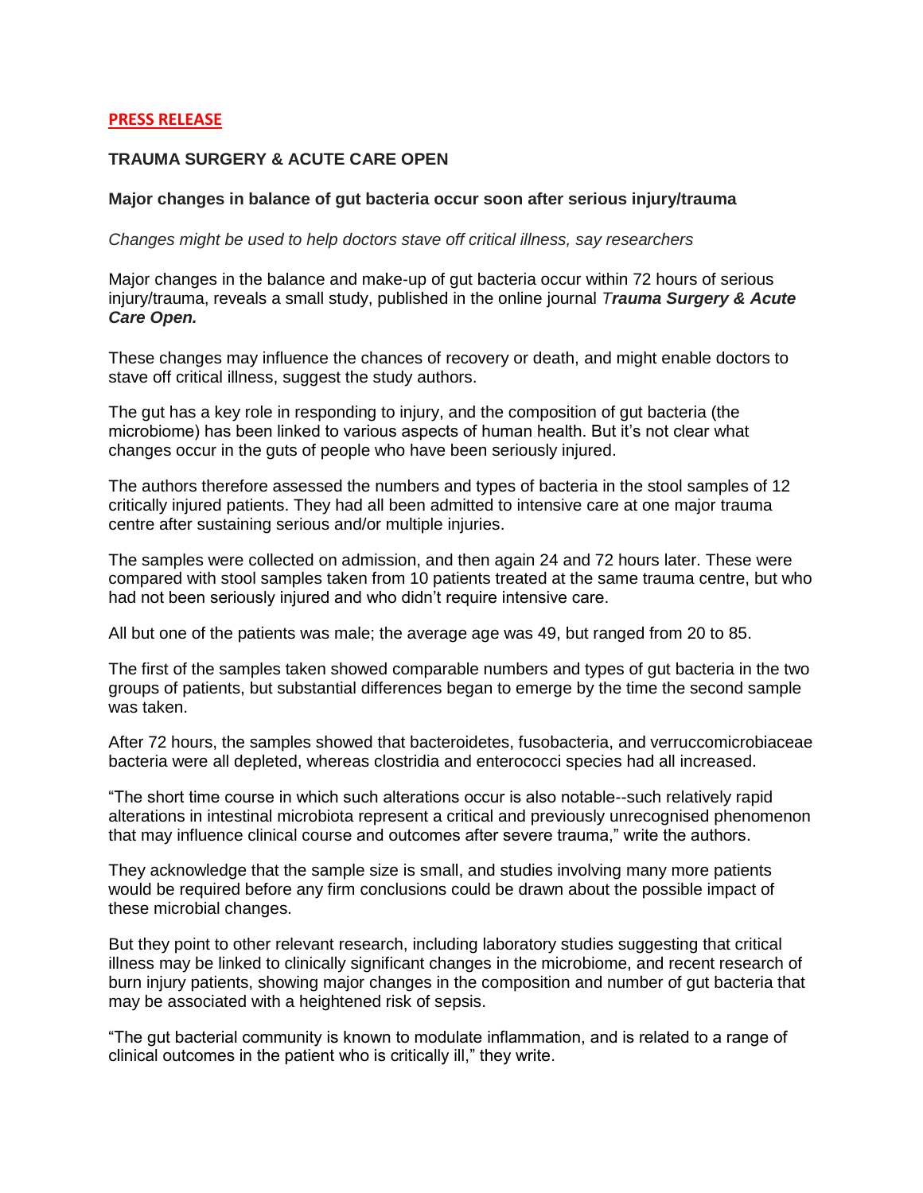**PRESS RELEASE**

**TRAUMA SURGERY & ACUTE CARE OPEN**

**Major changes in balance of gut bacteria occur soon after serious injury/trauma**

*Changes might be used to help doctors stave off critical illness, say researchers*

Major changes in the balance and make-up of gut bacteria occur within 72 hours of serious injury/trauma, reveals a small study, published in the online journal ***Trauma Surgery & Acute Care Open.***

These changes may influence the chances of recovery or death, and might enable doctors to stave off critical illness, suggest the study authors.

The gut has a key role in responding to injury, and the composition of gut bacteria (the microbiome) has been linked to various aspects of human health. But it's not clear what changes occur in the guts of people who have been seriously injured.

The authors therefore assessed the numbers and types of bacteria in the stool samples of 12 critically injured patients. They had all been admitted to intensive care at one major trauma centre after sustaining serious and/or multiple injuries.

The samples were collected on admission, and then again 24 and 72 hours later. These were compared with stool samples taken from 10 patients treated at the same trauma centre, but who had not been seriously injured and who didn't require intensive care.

All but one of the patients was male; the average age was 49, but ranged from 20 to 85.

The first of the samples taken showed comparable numbers and types of gut bacteria in the two groups of patients, but substantial differences began to emerge by the time the second sample was taken.

After 72 hours, the samples showed that bacteroidetes, fusobacteria, and verruccomicrobiaceae bacteria were all depleted, whereas clostridia and enterococci species had all increased.

"The short time course in which such alterations occur is also notable--such relatively rapid alterations in intestinal microbiota represent a critical and previously unrecognised phenomenon that may influence clinical course and outcomes after severe trauma," write the authors.

They acknowledge that the sample size is small, and studies involving many more patients would be required before any firm conclusions could be drawn about the possible impact of these microbial changes.

But they point to other relevant research, including laboratory studies suggesting that critical illness may be linked to clinically significant changes in the microbiome, and recent research of burn injury patients, showing major changes in the composition and number of gut bacteria that may be associated with a heightened risk of sepsis.

"The gut bacterial community is known to modulate inflammation, and is related to a range of clinical outcomes in the patient who is critically ill," they write.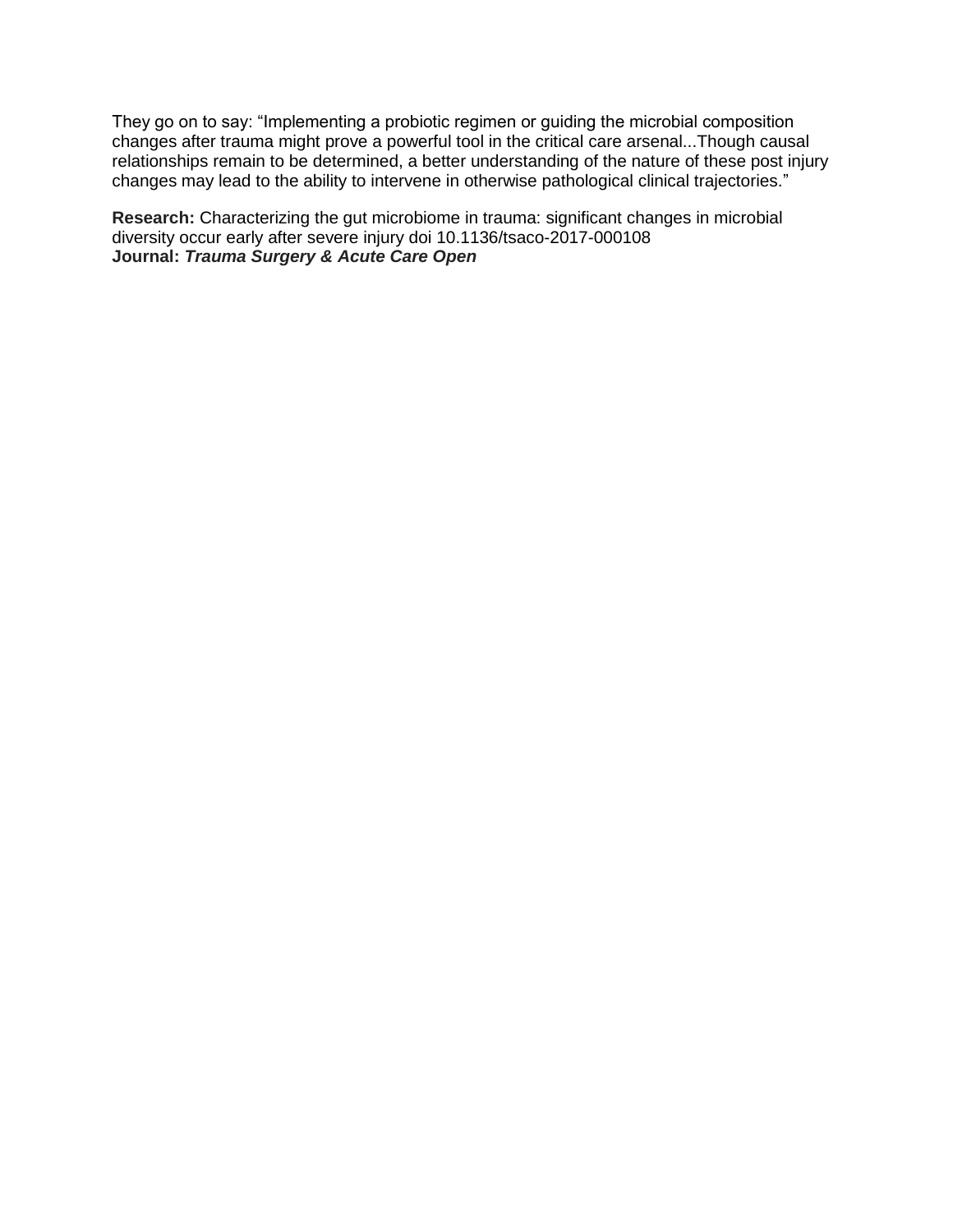They go on to say: “Implementing a probiotic regimen or guiding the microbial composition changes after trauma might prove a powerful tool in the critical care arsenal...Though causal relationships remain to be determined, a better understanding of the nature of these post injury changes may lead to the ability to intervene in otherwise pathological clinical trajectories.”

**Research:** Characterizing the gut microbiome in trauma: significant changes in microbial diversity occur early after severe injury doi 10.1136/tsaco-2017-000108
**Journal:** ***Trauma Surgery & Acute Care Open***